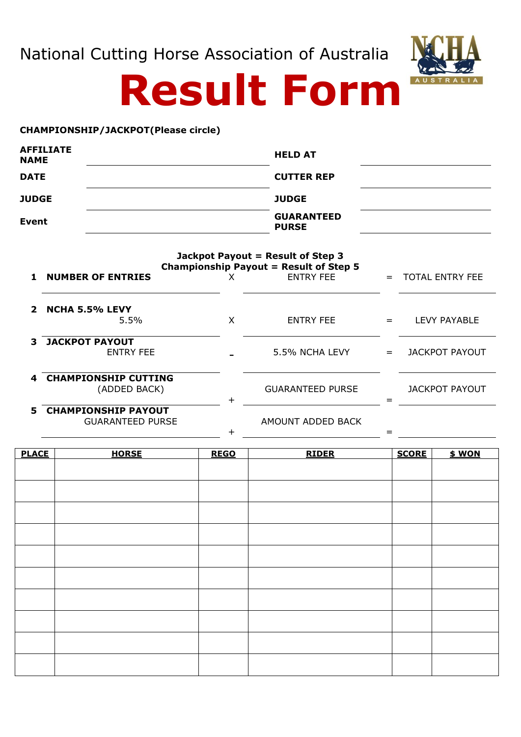National Cutting Horse Association of Australia

# Result Form

**CHAMPIONSHIP/JACKPOT(Please circle)**

| | | | |
|---|---|---|---|
| **AFFILIATE NAME** | | **HELD AT** | |
| **DATE** | | **CUTTER REP** | |
| **JUDGE** | | **JUDGE** | |
| **Event** | | **GUARANTEED PURSE** | |

**Jackpot Payout = Result of Step 3**
**Championship Payout = Result of Step 5**

**1 NUMBER OF ENTRIES** X ENTRY FEE = TOTAL ENTRY FEE

**2 NCHA 5.5% LEVY**
5.5% X ENTRY FEE = LEVY PAYABLE

**3 JACKPOT PAYOUT**
ENTRY FEE - 5.5% NCHA LEVY = JACKPOT PAYOUT

**4 CHAMPIONSHIP CUTTING**
(ADDED BACK) + GUARANTEED PURSE = JACKPOT PAYOUT

**5 CHAMPIONSHIP PAYOUT**
GUARANTEED PURSE + AMOUNT ADDED BACK =

| PLACE | HORSE | REGO | RIDER | SCORE | $ WON |
|---|---|---|---|---|---|
| | | | | | |
| | | | | | |
| | | | | | |
| | | | | | |
| | | | | | |
| | | | | | |
| | | | | | |
| | | | | | |
| | | | | | |
| | | | | | |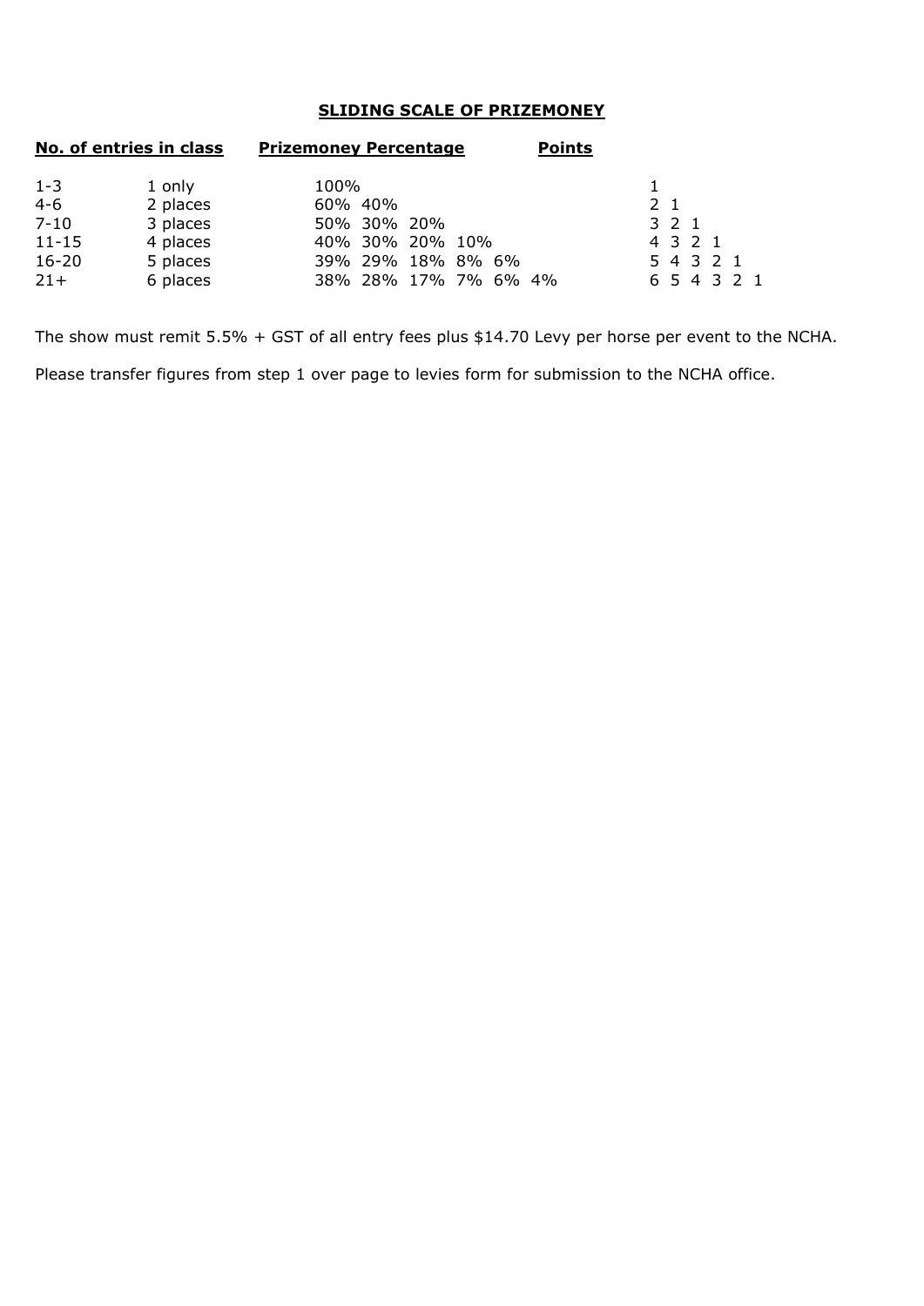## SLIDING SCALE OF PRIZEMONEY

| No. of entries in class | | Prizemoney Percentage | Points |
|---|---|---|---|
| 1-3 | 1 only | 100% | 1 |
| 4-6 | 2 places | 60% 40% | 2 1 |
| 7-10 | 3 places | 50% 30% 20% | 3 2 1 |
| 11-15 | 4 places | 40% 30% 20% 10% | 4 3 2 1 |
| 16-20 | 5 places | 39% 29% 18% 8% 6% | 5 4 3 2 1 |
| 21+ | 6 places | 38% 28% 17% 7% 6% 4% | 6 5 4 3 2 1 |

The show must remit 5.5% + GST of all entry fees plus $14.70 Levy per horse per event to the NCHA.

Please transfer figures from step 1 over page to levies form for submission to the NCHA office.